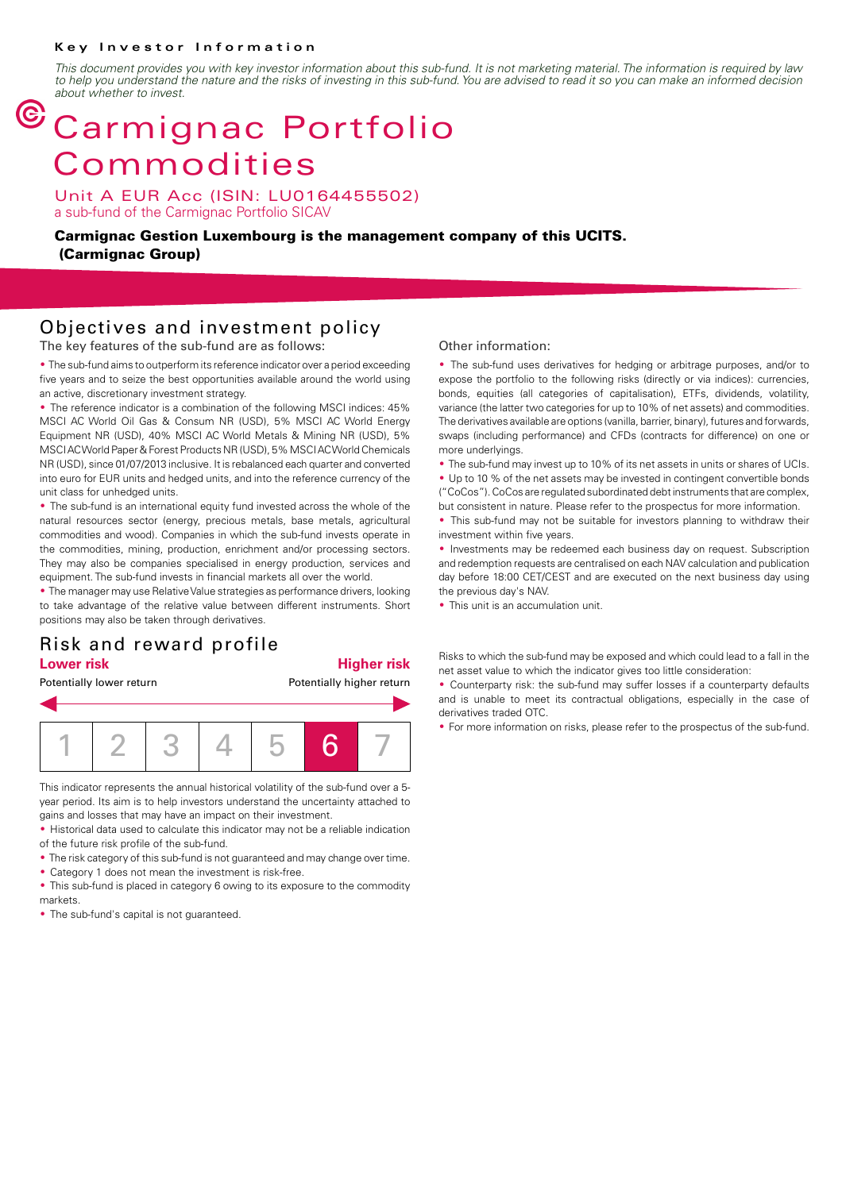**Key Investor Information**

*This document provides you with key investor information about this sub-fund. It is not marketing material. The information is required by law to help you understand the nature and the risks of investing in this sub-fund. You are advised to read it so you can make an informed decision about whether to invest.*

# Carmignac Portfolio Commodities

Unit A EUR Acc (ISIN: LU0164455502)
a sub-fund of the Carmignac Portfolio SICAV

**Carmignac Gestion Luxembourg is the management company of this UCITS. (Carmignac Group)**

## Objectives and investment policy

The key features of the sub-fund are as follows:

- The sub-fund aims to outperform its reference indicator over a period exceeding five years and to seize the best opportunities available around the world using an active, discretionary investment strategy.
- The reference indicator is a combination of the following MSCI indices: 45% MSCI AC World Oil Gas & Consum NR (USD), 5% MSCI AC World Energy Equipment NR (USD), 40% MSCI AC World Metals & Mining NR (USD), 5% MSCI AC World Paper & Forest Products NR (USD), 5% MSCI AC World Chemicals NR (USD), since 01/07/2013 inclusive. It is rebalanced each quarter and converted into euro for EUR units and hedged units, and into the reference currency of the unit class for unhedged units.
- The sub-fund is an international equity fund invested across the whole of the natural resources sector (energy, precious metals, base metals, agricultural commodities and wood). Companies in which the sub-fund invests operate in the commodities, mining, production, enrichment and/or processing sectors. They may also be companies specialised in energy production, services and equipment. The sub-fund invests in financial markets all over the world.
- The manager may use Relative Value strategies as performance drivers, looking to take advantage of the relative value between different instruments. Short positions may also be taken through derivatives.

Other information:

- The sub-fund uses derivatives for hedging or arbitrage purposes, and/or to expose the portfolio to the following risks (directly or via indices): currencies, bonds, equities (all categories of capitalisation), ETFs, dividends, volatility, variance (the latter two categories for up to 10% of net assets) and commodities. The derivatives available are options (vanilla, barrier, binary), futures and forwards, swaps (including performance) and CFDs (contracts for difference) on one or more underlyings.
- The sub-fund may invest up to 10% of its net assets in units or shares of UCIs.
- Up to 10 % of the net assets may be invested in contingent convertible bonds ("CoCos"). CoCos are regulated subordinated debt instruments that are complex, but consistent in nature. Please refer to the prospectus for more information.
- This sub-fund may not be suitable for investors planning to withdraw their investment within five years.
- Investments may be redeemed each business day on request. Subscription and redemption requests are centralised on each NAV calculation and publication day before 18:00 CET/CEST and are executed on the next business day using the previous day's NAV.
- This unit is an accumulation unit.

## Risk and reward profile

**Lower risk** — **Higher risk**

Potentially lower return — Potentially higher return

| 1 | 2 | 3 | 4 | 5 | **6** | 7 |
|---|---|---|---|---|---|---|

This indicator represents the annual historical volatility of the sub-fund over a 5-year period. Its aim is to help investors understand the uncertainty attached to gains and losses that may have an impact on their investment.

- Historical data used to calculate this indicator may not be a reliable indication of the future risk profile of the sub-fund.
- The risk category of this sub-fund is not guaranteed and may change over time.
- Category 1 does not mean the investment is risk-free.
- This sub-fund is placed in category 6 owing to its exposure to the commodity markets.
- The sub-fund's capital is not guaranteed.

Risks to which the sub-fund may be exposed and which could lead to a fall in the net asset value to which the indicator gives too little consideration:

- Counterparty risk: the sub-fund may suffer losses if a counterparty defaults and is unable to meet its contractual obligations, especially in the case of derivatives traded OTC.
- For more information on risks, please refer to the prospectus of the sub-fund.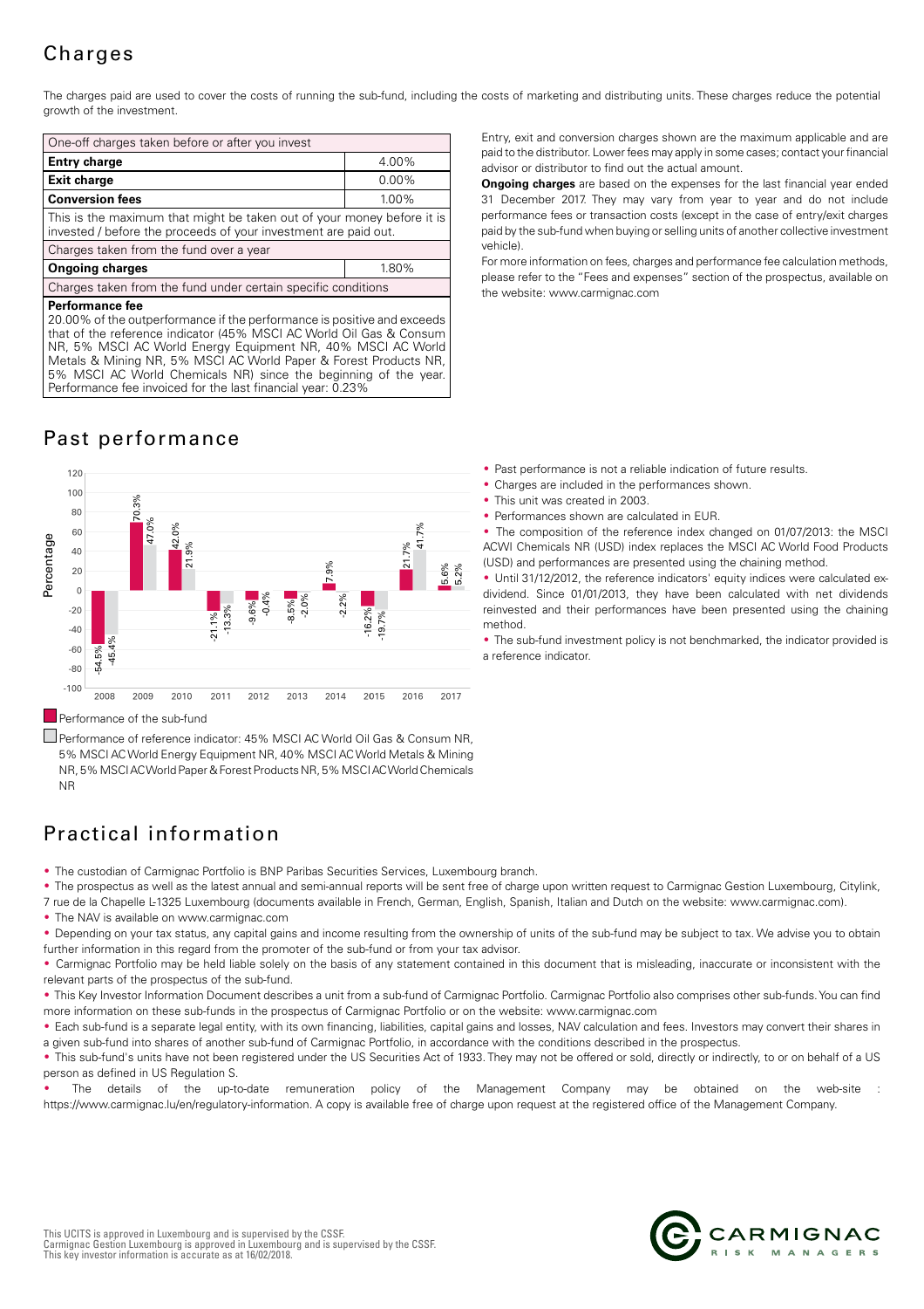## Charges

The charges paid are used to cover the costs of running the sub-fund, including the costs of marketing and distributing units. These charges reduce the potential growth of the investment.

| One-off charges taken before or after you invest | |
|---|---|
| **Entry charge** | 4.00% |
| **Exit charge** | 0.00% |
| **Conversion fees** | 1.00% |
| This is the maximum that might be taken out of your money before it is invested / before the proceeds of your investment are paid out. | |
| Charges taken from the fund over a year | |
| **Ongoing charges** | 1.80% |
| Charges taken from the fund under certain specific conditions | |
| **Performance fee**<br>20.00% of the outperformance if the performance is positive and exceeds that of the reference indicator (45% MSCI AC World Oil Gas & Consum NR, 5% MSCI AC World Energy Equipment NR, 40% MSCI AC World Metals & Mining NR, 5% MSCI AC World Paper & Forest Products NR, 5% MSCI AC World Chemicals NR) since the beginning of the year. Performance fee invoiced for the last financial year: 0.23% | |

Entry, exit and conversion charges shown are the maximum applicable and are paid to the distributor. Lower fees may apply in some cases; contact your financial advisor or distributor to find out the actual amount.

**Ongoing charges** are based on the expenses for the last financial year ended 31 December 2017. They may vary from year to year and do not include performance fees or transaction costs (except in the case of entry/exit charges paid by the sub-fund when buying or selling units of another collective investment vehicle).

For more information on fees, charges and performance fee calculation methods, please refer to the "Fees and expenses" section of the prospectus, available on the website: www.carmignac.com

## Past performance

Percentage

120, 100, 80, 60, 40, 20, 0, -20, -40, -60, -80, -100

2008: -54.5%, -45.4%
2009: 70.3%, 47.0%
2010: 42.0%, 21.9%
2011: -21.1%, -13.3%
2012: -9.6%, -0.4%
2013: -8.5%, -2.0%
2014: 7.9%, -2.2%
2015: -16.2%, -19.7%
2016: 21.7%, 41.7%
2017: 5.6%, 5.2%

Performance of the sub-fund

Performance of reference indicator: 45% MSCI AC World Oil Gas & Consum NR, 5% MSCI AC World Energy Equipment NR, 40% MSCI AC World Metals & Mining NR, 5% MSCI AC World Paper & Forest Products NR, 5% MSCI AC World Chemicals NR

- Past performance is not a reliable indication of future results.
- Charges are included in the performances shown.
- This unit was created in 2003.
- Performances shown are calculated in EUR.
- The composition of the reference index changed on 01/07/2013: the MSCI ACWI Chemicals NR (USD) index replaces the MSCI AC World Food Products (USD) and performances are presented using the chaining method.
- Until 31/12/2012, the reference indicators' equity indices were calculated ex-dividend. Since 01/01/2013, they have been calculated with net dividends reinvested and their performances have been presented using the chaining method.
- The sub-fund investment policy is not benchmarked, the indicator provided is a reference indicator.

## Practical information

- The custodian of Carmignac Portfolio is BNP Paribas Securities Services, Luxembourg branch.
- The prospectus as well as the latest annual and semi-annual reports will be sent free of charge upon written request to Carmignac Gestion Luxembourg, Citylink, 7 rue de la Chapelle L-1325 Luxembourg (documents available in French, German, English, Spanish, Italian and Dutch on the website: www.carmignac.com).
- The NAV is available on www.carmignac.com
- Depending on your tax status, any capital gains and income resulting from the ownership of units of the sub-fund may be subject to tax. We advise you to obtain further information in this regard from the promoter of the sub-fund or from your tax advisor.
- Carmignac Portfolio may be held liable solely on the basis of any statement contained in this document that is misleading, inaccurate or inconsistent with the relevant parts of the prospectus of the sub-fund.
- This Key Investor Information Document describes a unit from a sub-fund of Carmignac Portfolio. Carmignac Portfolio also comprises other sub-funds. You can find more information on these sub-funds in the prospectus of Carmignac Portfolio or on the website: www.carmignac.com
- Each sub-fund is a separate legal entity, with its own financing, liabilities, capital gains and losses, NAV calculation and fees. Investors may convert their shares in a given sub-fund into shares of another sub-fund of Carmignac Portfolio, in accordance with the conditions described in the prospectus.
- This sub-fund's units have not been registered under the US Securities Act of 1933. They may not be offered or sold, directly or indirectly, to or on behalf of a US person as defined in US Regulation S.
- The details of the up-to-date remuneration policy of the Management Company may be obtained on the web-site : https://www.carmignac.lu/en/regulatory-information. A copy is available free of charge upon request at the registered office of the Management Company.

This UCITS is approved in Luxembourg and is supervised by the CSSF.
Carmignac Gestion Luxembourg is approved in Luxembourg and is supervised by the CSSF.
This key investor information is accurate as at 16/02/2018.